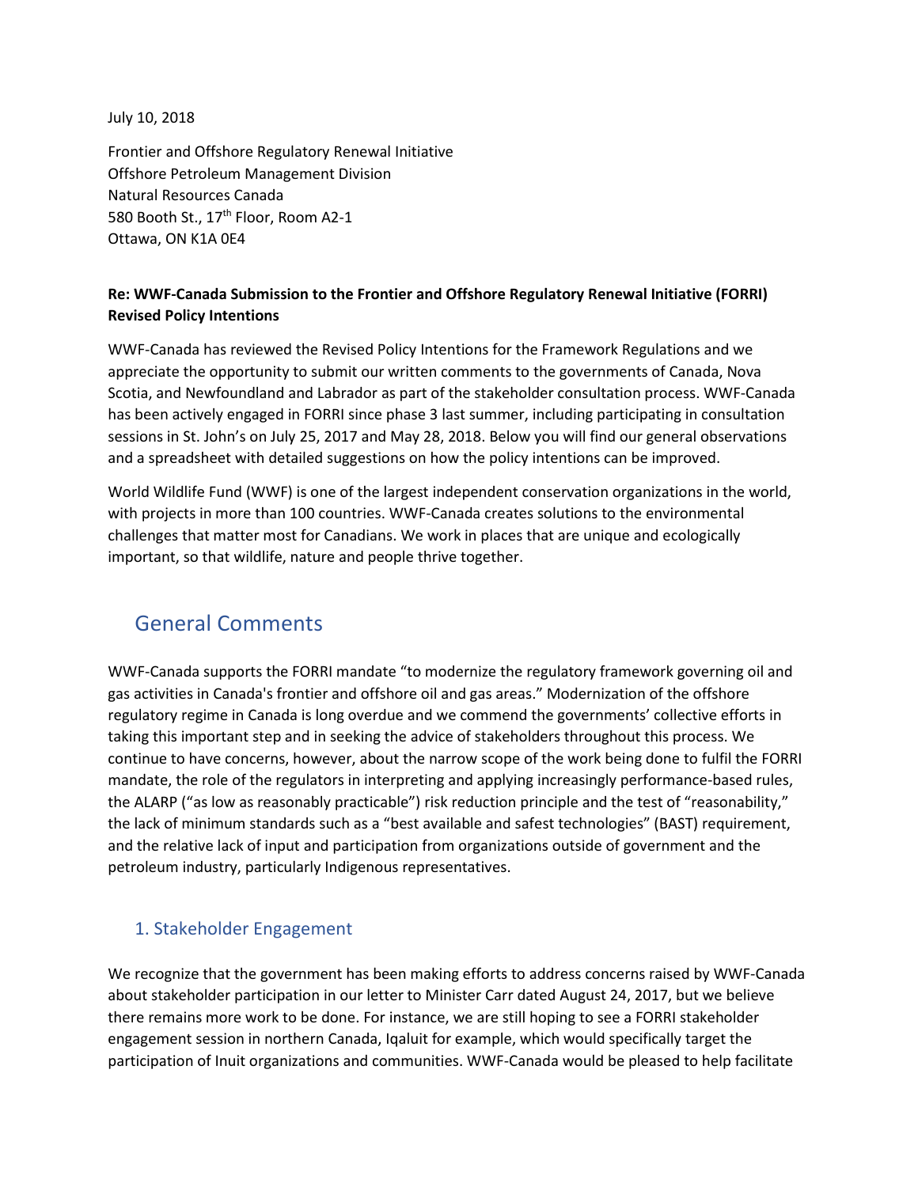July 10, 2018

Frontier and Offshore Regulatory Renewal Initiative
Offshore Petroleum Management Division
Natural Resources Canada
580 Booth St., 17th Floor, Room A2-1
Ottawa, ON K1A 0E4

**Re: WWF-Canada Submission to the Frontier and Offshore Regulatory Renewal Initiative (FORRI) Revised Policy Intentions**

WWF-Canada has reviewed the Revised Policy Intentions for the Framework Regulations and we appreciate the opportunity to submit our written comments to the governments of Canada, Nova Scotia, and Newfoundland and Labrador as part of the stakeholder consultation process. WWF-Canada has been actively engaged in FORRI since phase 3 last summer, including participating in consultation sessions in St. John's on July 25, 2017 and May 28, 2018. Below you will find our general observations and a spreadsheet with detailed suggestions on how the policy intentions can be improved.

World Wildlife Fund (WWF) is one of the largest independent conservation organizations in the world, with projects in more than 100 countries. WWF-Canada creates solutions to the environmental challenges that matter most for Canadians. We work in places that are unique and ecologically important, so that wildlife, nature and people thrive together.

## General Comments

WWF-Canada supports the FORRI mandate "to modernize the regulatory framework governing oil and gas activities in Canada's frontier and offshore oil and gas areas." Modernization of the offshore regulatory regime in Canada is long overdue and we commend the governments' collective efforts in taking this important step and in seeking the advice of stakeholders throughout this process. We continue to have concerns, however, about the narrow scope of the work being done to fulfil the FORRI mandate, the role of the regulators in interpreting and applying increasingly performance-based rules, the ALARP ("as low as reasonably practicable") risk reduction principle and the test of "reasonability," the lack of minimum standards such as a "best available and safest technologies" (BAST) requirement, and the relative lack of input and participation from organizations outside of government and the petroleum industry, particularly Indigenous representatives.

### 1. Stakeholder Engagement

We recognize that the government has been making efforts to address concerns raised by WWF-Canada about stakeholder participation in our letter to Minister Carr dated August 24, 2017, but we believe there remains more work to be done. For instance, we are still hoping to see a FORRI stakeholder engagement session in northern Canada, Iqaluit for example, which would specifically target the participation of Inuit organizations and communities. WWF-Canada would be pleased to help facilitate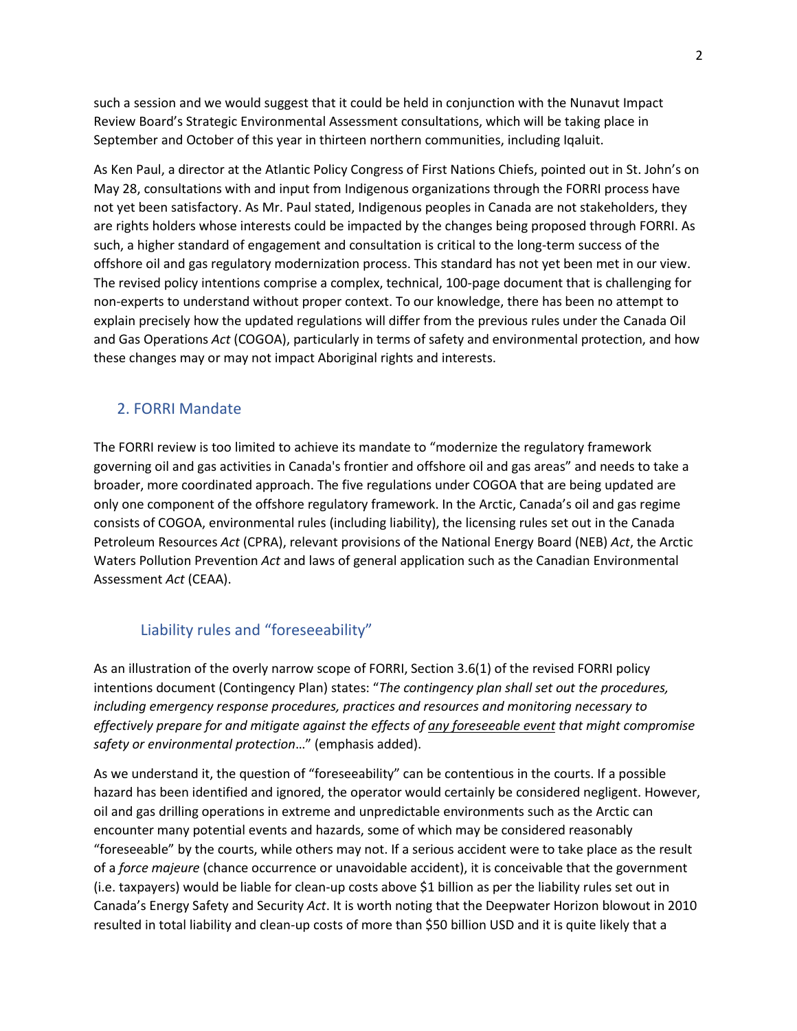such a session and we would suggest that it could be held in conjunction with the Nunavut Impact Review Board's Strategic Environmental Assessment consultations, which will be taking place in September and October of this year in thirteen northern communities, including Iqaluit.

As Ken Paul, a director at the Atlantic Policy Congress of First Nations Chiefs, pointed out in St. John's on May 28, consultations with and input from Indigenous organizations through the FORRI process have not yet been satisfactory. As Mr. Paul stated, Indigenous peoples in Canada are not stakeholders, they are rights holders whose interests could be impacted by the changes being proposed through FORRI. As such, a higher standard of engagement and consultation is critical to the long-term success of the offshore oil and gas regulatory modernization process. This standard has not yet been met in our view. The revised policy intentions comprise a complex, technical, 100-page document that is challenging for non-experts to understand without proper context. To our knowledge, there has been no attempt to explain precisely how the updated regulations will differ from the previous rules under the Canada Oil and Gas Operations *Act* (COGOA), particularly in terms of safety and environmental protection, and how these changes may or may not impact Aboriginal rights and interests.

## 2. FORRI Mandate

The FORRI review is too limited to achieve its mandate to "modernize the regulatory framework governing oil and gas activities in Canada's frontier and offshore oil and gas areas" and needs to take a broader, more coordinated approach. The five regulations under COGOA that are being updated are only one component of the offshore regulatory framework. In the Arctic, Canada's oil and gas regime consists of COGOA, environmental rules (including liability), the licensing rules set out in the Canada Petroleum Resources *Act* (CPRA), relevant provisions of the National Energy Board (NEB) *Act*, the Arctic Waters Pollution Prevention *Act* and laws of general application such as the Canadian Environmental Assessment *Act* (CEAA).

### Liability rules and "foreseeability"

As an illustration of the overly narrow scope of FORRI, Section 3.6(1) of the revised FORRI policy intentions document (Contingency Plan) states: "*The contingency plan shall set out the procedures, including emergency response procedures, practices and resources and monitoring necessary to effectively prepare for and mitigate against the effects of <u>any foreseeable event</u> that might compromise safety or environmental protection*…" (emphasis added).

As we understand it, the question of "foreseeability" can be contentious in the courts. If a possible hazard has been identified and ignored, the operator would certainly be considered negligent. However, oil and gas drilling operations in extreme and unpredictable environments such as the Arctic can encounter many potential events and hazards, some of which may be considered reasonably "foreseeable" by the courts, while others may not. If a serious accident were to take place as the result of a *force majeure* (chance occurrence or unavoidable accident), it is conceivable that the government (i.e. taxpayers) would be liable for clean-up costs above $1 billion as per the liability rules set out in Canada's Energy Safety and Security *Act*. It is worth noting that the Deepwater Horizon blowout in 2010 resulted in total liability and clean-up costs of more than $50 billion USD and it is quite likely that a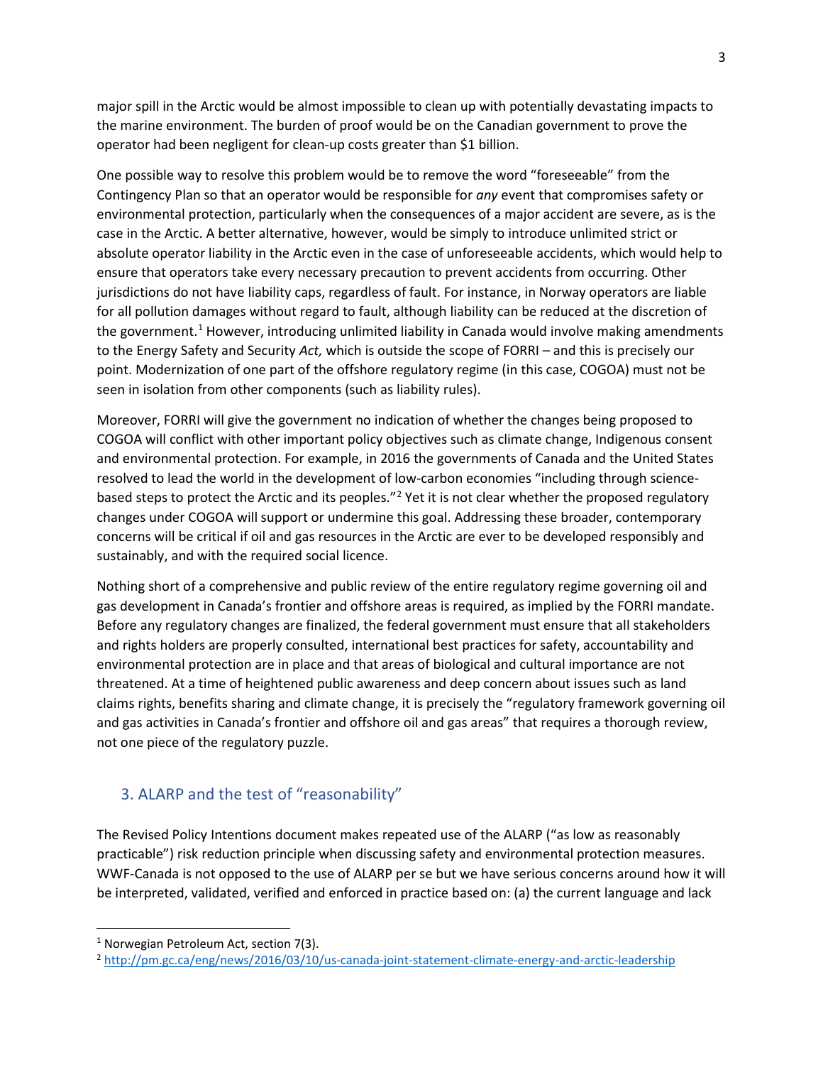major spill in the Arctic would be almost impossible to clean up with potentially devastating impacts to the marine environment. The burden of proof would be on the Canadian government to prove the operator had been negligent for clean-up costs greater than $1 billion.

One possible way to resolve this problem would be to remove the word "foreseeable" from the Contingency Plan so that an operator would be responsible for *any* event that compromises safety or environmental protection, particularly when the consequences of a major accident are severe, as is the case in the Arctic. A better alternative, however, would be simply to introduce unlimited strict or absolute operator liability in the Arctic even in the case of unforeseeable accidents, which would help to ensure that operators take every necessary precaution to prevent accidents from occurring. Other jurisdictions do not have liability caps, regardless of fault. For instance, in Norway operators are liable for all pollution damages without regard to fault, although liability can be reduced at the discretion of the government.[1] However, introducing unlimited liability in Canada would involve making amendments to the Energy Safety and Security *Act,* which is outside the scope of FORRI – and this is precisely our point. Modernization of one part of the offshore regulatory regime (in this case, COGOA) must not be seen in isolation from other components (such as liability rules).

Moreover, FORRI will give the government no indication of whether the changes being proposed to COGOA will conflict with other important policy objectives such as climate change, Indigenous consent and environmental protection. For example, in 2016 the governments of Canada and the United States resolved to lead the world in the development of low-carbon economies "including through science-based steps to protect the Arctic and its peoples."[2] Yet it is not clear whether the proposed regulatory changes under COGOA will support or undermine this goal. Addressing these broader, contemporary concerns will be critical if oil and gas resources in the Arctic are ever to be developed responsibly and sustainably, and with the required social licence.

Nothing short of a comprehensive and public review of the entire regulatory regime governing oil and gas development in Canada's frontier and offshore areas is required, as implied by the FORRI mandate. Before any regulatory changes are finalized, the federal government must ensure that all stakeholders and rights holders are properly consulted, international best practices for safety, accountability and environmental protection are in place and that areas of biological and cultural importance are not threatened. At a time of heightened public awareness and deep concern about issues such as land claims rights, benefits sharing and climate change, it is precisely the "regulatory framework governing oil and gas activities in Canada's frontier and offshore oil and gas areas" that requires a thorough review, not one piece of the regulatory puzzle.

## 3. ALARP and the test of "reasonability"

The Revised Policy Intentions document makes repeated use of the ALARP ("as low as reasonably practicable") risk reduction principle when discussing safety and environmental protection measures. WWF-Canada is not opposed to the use of ALARP per se but we have serious concerns around how it will be interpreted, validated, verified and enforced in practice based on: (a) the current language and lack

---

[1] Norwegian Petroleum Act, section 7(3).

[2] http://pm.gc.ca/eng/news/2016/03/10/us-canada-joint-statement-climate-energy-and-arctic-leadership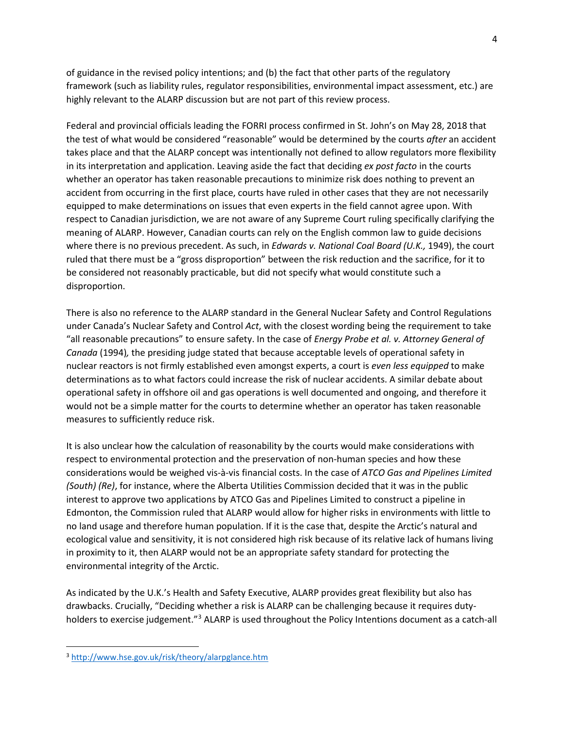of guidance in the revised policy intentions; and (b) the fact that other parts of the regulatory framework (such as liability rules, regulator responsibilities, environmental impact assessment, etc.) are highly relevant to the ALARP discussion but are not part of this review process.

Federal and provincial officials leading the FORRI process confirmed in St. John's on May 28, 2018 that the test of what would be considered "reasonable" would be determined by the courts *after* an accident takes place and that the ALARP concept was intentionally not defined to allow regulators more flexibility in its interpretation and application. Leaving aside the fact that deciding *ex post facto* in the courts whether an operator has taken reasonable precautions to minimize risk does nothing to prevent an accident from occurring in the first place, courts have ruled in other cases that they are not necessarily equipped to make determinations on issues that even experts in the field cannot agree upon. With respect to Canadian jurisdiction, we are not aware of any Supreme Court ruling specifically clarifying the meaning of ALARP. However, Canadian courts can rely on the English common law to guide decisions where there is no previous precedent. As such, in *Edwards v. National Coal Board (U.K.,* 1949), the court ruled that there must be a "gross disproportion" between the risk reduction and the sacrifice, for it to be considered not reasonably practicable, but did not specify what would constitute such a disproportion.

There is also no reference to the ALARP standard in the General Nuclear Safety and Control Regulations under Canada's Nuclear Safety and Control *Act*, with the closest wording being the requirement to take "all reasonable precautions" to ensure safety. In the case of *Energy Probe et al. v. Attorney General of Canada* (1994)*,* the presiding judge stated that because acceptable levels of operational safety in nuclear reactors is not firmly established even amongst experts, a court is *even less equipped* to make determinations as to what factors could increase the risk of nuclear accidents. A similar debate about operational safety in offshore oil and gas operations is well documented and ongoing, and therefore it would not be a simple matter for the courts to determine whether an operator has taken reasonable measures to sufficiently reduce risk.

It is also unclear how the calculation of reasonability by the courts would make considerations with respect to environmental protection and the preservation of non-human species and how these considerations would be weighed vis-à-vis financial costs. In the case of *ATCO Gas and Pipelines Limited (South) (Re)*, for instance, where the Alberta Utilities Commission decided that it was in the public interest to approve two applications by ATCO Gas and Pipelines Limited to construct a pipeline in Edmonton, the Commission ruled that ALARP would allow for higher risks in environments with little to no land usage and therefore human population. If it is the case that, despite the Arctic's natural and ecological value and sensitivity, it is not considered high risk because of its relative lack of humans living in proximity to it, then ALARP would not be an appropriate safety standard for protecting the environmental integrity of the Arctic.

As indicated by the U.K.'s Health and Safety Executive, ALARP provides great flexibility but also has drawbacks. Crucially, "Deciding whether a risk is ALARP can be challenging because it requires duty-holders to exercise judgement."[3] ALARP is used throughout the Policy Intentions document as a catch-all

[3] http://www.hse.gov.uk/risk/theory/alarpglance.htm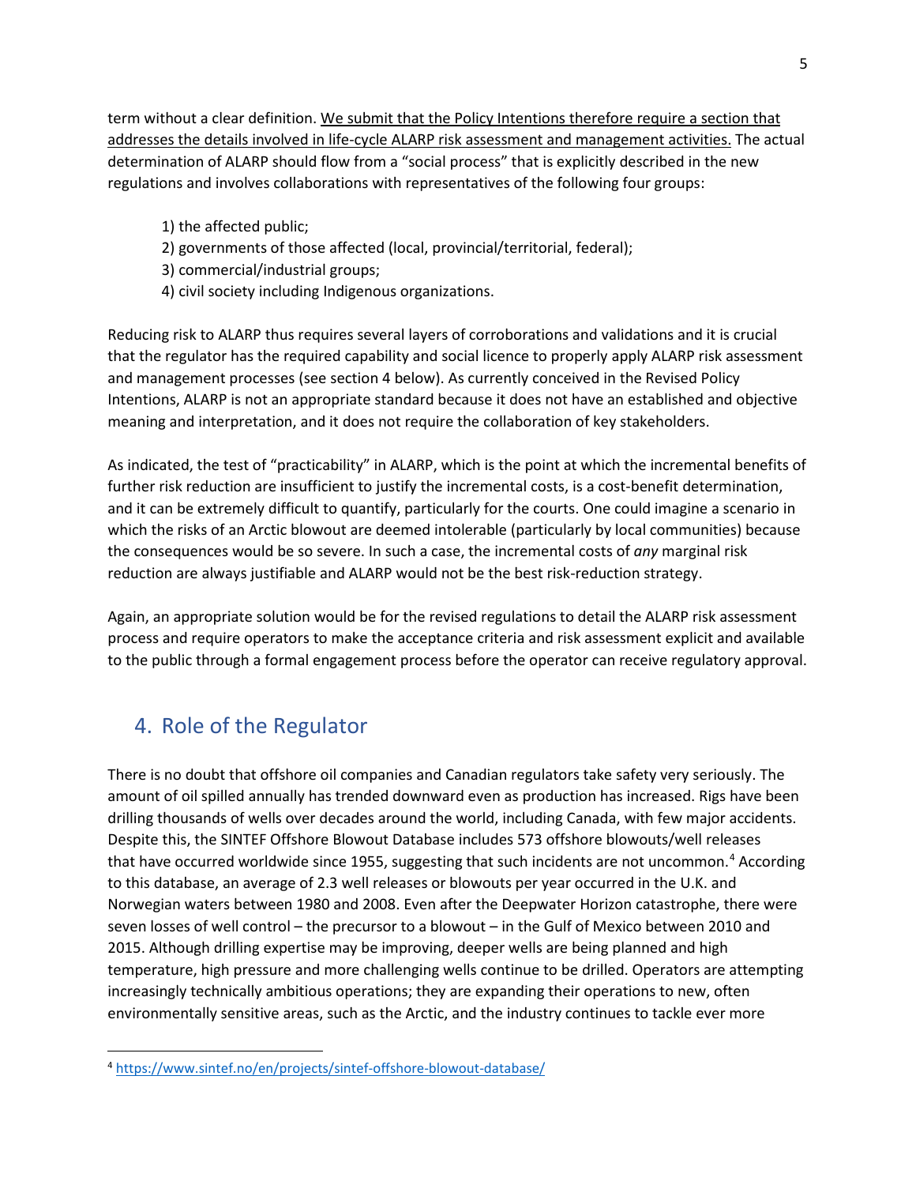term without a clear definition. <u>We submit that the Policy Intentions therefore require a section that addresses the details involved in life-cycle ALARP risk assessment and management activities.</u> The actual determination of ALARP should flow from a "social process" that is explicitly described in the new regulations and involves collaborations with representatives of the following four groups:

1) the affected public;
2) governments of those affected (local, provincial/territorial, federal);
3) commercial/industrial groups;
4) civil society including Indigenous organizations.

Reducing risk to ALARP thus requires several layers of corroborations and validations and it is crucial that the regulator has the required capability and social licence to properly apply ALARP risk assessment and management processes (see section 4 below). As currently conceived in the Revised Policy Intentions, ALARP is not an appropriate standard because it does not have an established and objective meaning and interpretation, and it does not require the collaboration of key stakeholders.

As indicated, the test of "practicability" in ALARP, which is the point at which the incremental benefits of further risk reduction are insufficient to justify the incremental costs, is a cost-benefit determination, and it can be extremely difficult to quantify, particularly for the courts. One could imagine a scenario in which the risks of an Arctic blowout are deemed intolerable (particularly by local communities) because the consequences would be so severe. In such a case, the incremental costs of *any* marginal risk reduction are always justifiable and ALARP would not be the best risk-reduction strategy.

Again, an appropriate solution would be for the revised regulations to detail the ALARP risk assessment process and require operators to make the acceptance criteria and risk assessment explicit and available to the public through a formal engagement process before the operator can receive regulatory approval.

## 4. Role of the Regulator

There is no doubt that offshore oil companies and Canadian regulators take safety very seriously. The amount of oil spilled annually has trended downward even as production has increased. Rigs have been drilling thousands of wells over decades around the world, including Canada, with few major accidents. Despite this, the SINTEF Offshore Blowout Database includes 573 offshore blowouts/well releases that have occurred worldwide since 1955, suggesting that such incidents are not uncommon.[4] According to this database, an average of 2.3 well releases or blowouts per year occurred in the U.K. and Norwegian waters between 1980 and 2008. Even after the Deepwater Horizon catastrophe, there were seven losses of well control – the precursor to a blowout – in the Gulf of Mexico between 2010 and 2015. Although drilling expertise may be improving, deeper wells are being planned and high temperature, high pressure and more challenging wells continue to be drilled. Operators are attempting increasingly technically ambitious operations; they are expanding their operations to new, often environmentally sensitive areas, such as the Arctic, and the industry continues to tackle ever more

[4] https://www.sintef.no/en/projects/sintef-offshore-blowout-database/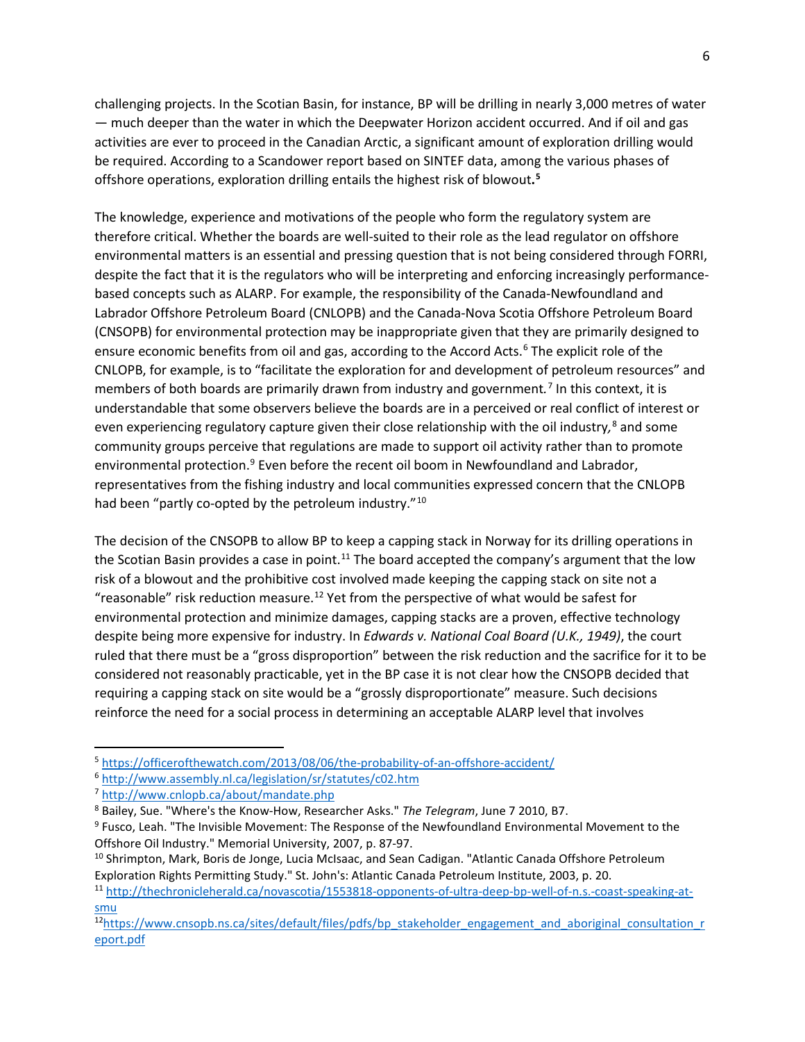challenging projects. In the Scotian Basin, for instance, BP will be drilling in nearly 3,000 metres of water — much deeper than the water in which the Deepwater Horizon accident occurred. And if oil and gas activities are ever to proceed in the Canadian Arctic, a significant amount of exploration drilling would be required. According to a Scandower report based on SINTEF data, among the various phases of offshore operations, exploration drilling entails the highest risk of blowout.[5]

The knowledge, experience and motivations of the people who form the regulatory system are therefore critical. Whether the boards are well-suited to their role as the lead regulator on offshore environmental matters is an essential and pressing question that is not being considered through FORRI, despite the fact that it is the regulators who will be interpreting and enforcing increasingly performance-based concepts such as ALARP. For example, the responsibility of the Canada-Newfoundland and Labrador Offshore Petroleum Board (CNLOPB) and the Canada-Nova Scotia Offshore Petroleum Board (CNSOPB) for environmental protection may be inappropriate given that they are primarily designed to ensure economic benefits from oil and gas, according to the Accord Acts.[6] The explicit role of the CNLOPB, for example, is to "facilitate the exploration for and development of petroleum resources" and members of both boards are primarily drawn from industry and government.[7] In this context, it is understandable that some observers believe the boards are in a perceived or real conflict of interest or even experiencing regulatory capture given their close relationship with the oil industry,[8] and some community groups perceive that regulations are made to support oil activity rather than to promote environmental protection.[9] Even before the recent oil boom in Newfoundland and Labrador, representatives from the fishing industry and local communities expressed concern that the CNLOPB had been "partly co-opted by the petroleum industry."[10]

The decision of the CNSOPB to allow BP to keep a capping stack in Norway for its drilling operations in the Scotian Basin provides a case in point.[11] The board accepted the company's argument that the low risk of a blowout and the prohibitive cost involved made keeping the capping stack on site not a "reasonable" risk reduction measure.[12] Yet from the perspective of what would be safest for environmental protection and minimize damages, capping stacks are a proven, effective technology despite being more expensive for industry. In *Edwards v. National Coal Board (U.K., 1949)*, the court ruled that there must be a "gross disproportion" between the risk reduction and the sacrifice for it to be considered not reasonably practicable, yet in the BP case it is not clear how the CNSOPB decided that requiring a capping stack on site would be a "grossly disproportionate" measure. Such decisions reinforce the need for a social process in determining an acceptable ALARP level that involves

---

[5] https://officerofthewatch.com/2013/08/06/the-probability-of-an-offshore-accident/

[6] http://www.assembly.nl.ca/legislation/sr/statutes/c02.htm

[7] http://www.cnlopb.ca/about/mandate.php

[8] Bailey, Sue. "Where's the Know-How, Researcher Asks." *The Telegram*, June 7 2010, B7.

[9] Fusco, Leah. "The Invisible Movement: The Response of the Newfoundland Environmental Movement to the Offshore Oil Industry." Memorial University, 2007, p. 87-97.

[10] Shrimpton, Mark, Boris de Jonge, Lucia McIsaac, and Sean Cadigan. "Atlantic Canada Offshore Petroleum Exploration Rights Permitting Study." St. John's: Atlantic Canada Petroleum Institute, 2003, p. 20.

[11] http://thechronicleherald.ca/novascotia/1553818-opponents-of-ultra-deep-bp-well-of-n.s.-coast-speaking-at-smu

[12] https://www.cnsopb.ns.ca/sites/default/files/pdfs/bp_stakeholder_engagement_and_aboriginal_consultation_report.pdf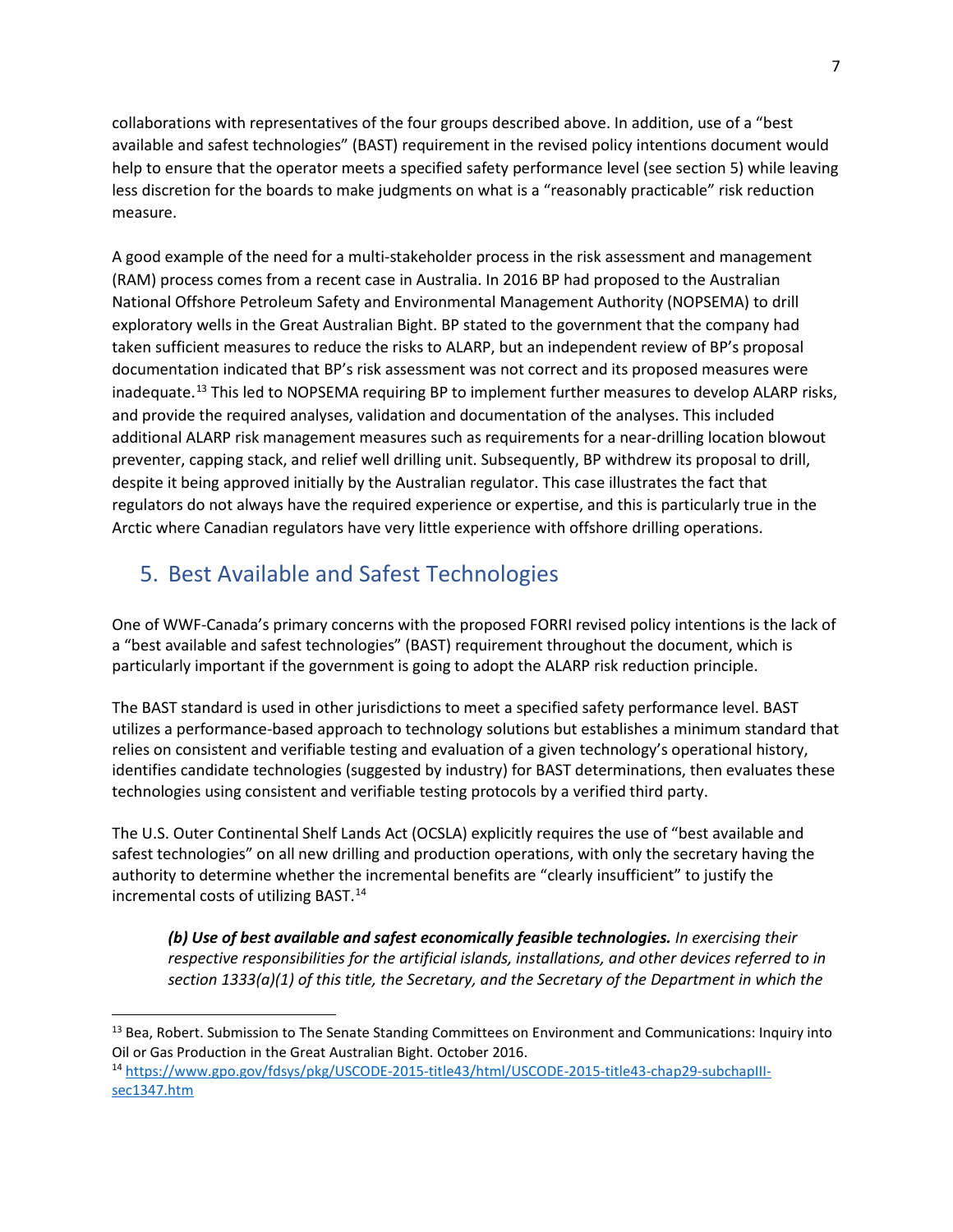collaborations with representatives of the four groups described above. In addition, use of a "best available and safest technologies" (BAST) requirement in the revised policy intentions document would help to ensure that the operator meets a specified safety performance level (see section 5) while leaving less discretion for the boards to make judgments on what is a "reasonably practicable" risk reduction measure.

A good example of the need for a multi-stakeholder process in the risk assessment and management (RAM) process comes from a recent case in Australia. In 2016 BP had proposed to the Australian National Offshore Petroleum Safety and Environmental Management Authority (NOPSEMA) to drill exploratory wells in the Great Australian Bight. BP stated to the government that the company had taken sufficient measures to reduce the risks to ALARP, but an independent review of BP's proposal documentation indicated that BP's risk assessment was not correct and its proposed measures were inadequate.[13] This led to NOPSEMA requiring BP to implement further measures to develop ALARP risks, and provide the required analyses, validation and documentation of the analyses. This included additional ALARP risk management measures such as requirements for a near-drilling location blowout preventer, capping stack, and relief well drilling unit. Subsequently, BP withdrew its proposal to drill, despite it being approved initially by the Australian regulator. This case illustrates the fact that regulators do not always have the required experience or expertise, and this is particularly true in the Arctic where Canadian regulators have very little experience with offshore drilling operations.

## 5. Best Available and Safest Technologies

One of WWF-Canada's primary concerns with the proposed FORRI revised policy intentions is the lack of a "best available and safest technologies" (BAST) requirement throughout the document, which is particularly important if the government is going to adopt the ALARP risk reduction principle.

The BAST standard is used in other jurisdictions to meet a specified safety performance level. BAST utilizes a performance-based approach to technology solutions but establishes a minimum standard that relies on consistent and verifiable testing and evaluation of a given technology's operational history, identifies candidate technologies (suggested by industry) for BAST determinations, then evaluates these technologies using consistent and verifiable testing protocols by a verified third party.

The U.S. Outer Continental Shelf Lands Act (OCSLA) explicitly requires the use of "best available and safest technologies" on all new drilling and production operations, with only the secretary having the authority to determine whether the incremental benefits are "clearly insufficient" to justify the incremental costs of utilizing BAST.[14]

> ***(b) Use of best available and safest economically feasible technologies.*** *In exercising their respective responsibilities for the artificial islands, installations, and other devices referred to in section 1333(a)(1) of this title, the Secretary, and the Secretary of the Department in which the*

---

[13] Bea, Robert. Submission to The Senate Standing Committees on Environment and Communications: Inquiry into Oil or Gas Production in the Great Australian Bight. October 2016.

[14] https://www.gpo.gov/fdsys/pkg/USCODE-2015-title43/html/USCODE-2015-title43-chap29-subchapIII-sec1347.htm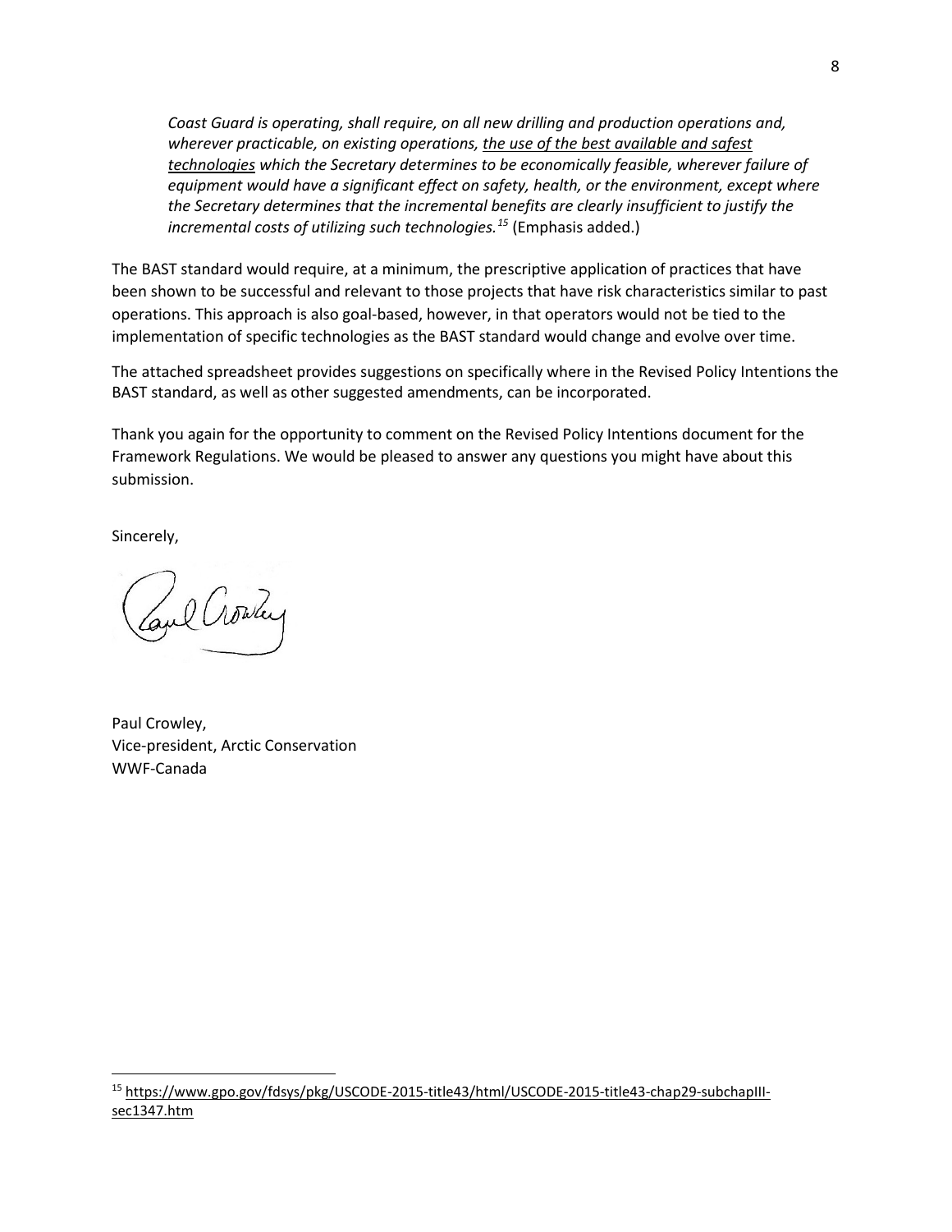*Coast Guard is operating, shall require, on all new drilling and production operations and, wherever practicable, on existing operations, <u>the use of the best available and safest technologies</u> which the Secretary determines to be economically feasible, wherever failure of equipment would have a significant effect on safety, health, or the environment, except where the Secretary determines that the incremental benefits are clearly insufficient to justify the incremental costs of utilizing such technologies.*[15] (Emphasis added.)

The BAST standard would require, at a minimum, the prescriptive application of practices that have been shown to be successful and relevant to those projects that have risk characteristics similar to past operations. This approach is also goal-based, however, in that operators would not be tied to the implementation of specific technologies as the BAST standard would change and evolve over time.

The attached spreadsheet provides suggestions on specifically where in the Revised Policy Intentions the BAST standard, as well as other suggested amendments, can be incorporated.

Thank you again for the opportunity to comment on the Revised Policy Intentions document for the Framework Regulations. We would be pleased to answer any questions you might have about this submission.

Sincerely,

Paul Crowley,
Vice-president, Arctic Conservation
WWF-Canada

---

[15] https://www.gpo.gov/fdsys/pkg/USCODE-2015-title43/html/USCODE-2015-title43-chap29-subchapIII-sec1347.htm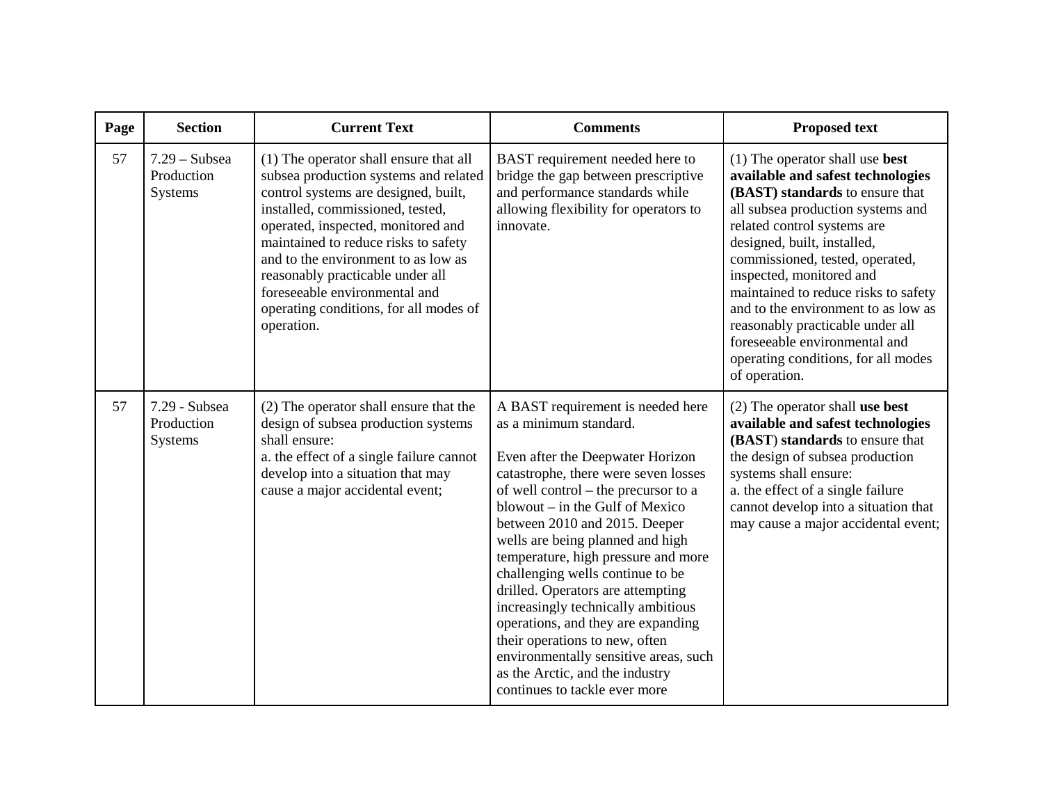| Page | Section | Current Text | Comments | Proposed text |
|---|---|---|---|---|
| 57 | 7.29 – Subsea Production Systems | (1) The operator shall ensure that all subsea production systems and related control systems are designed, built, installed, commissioned, tested, operated, inspected, monitored and maintained to reduce risks to safety and to the environment to as low as reasonably practicable under all foreseeable environmental and operating conditions, for all modes of operation. | BAST requirement needed here to bridge the gap between prescriptive and performance standards while allowing flexibility for operators to innovate. | (1) The operator shall use **best available and safest technologies (BAST) standards** to ensure that all subsea production systems and related control systems are designed, built, installed, commissioned, tested, operated, inspected, monitored and maintained to reduce risks to safety and to the environment to as low as reasonably practicable under all foreseeable environmental and operating conditions, for all modes of operation. |
| 57 | 7.29 - Subsea Production Systems | (2) The operator shall ensure that the design of subsea production systems shall ensure:<br>a. the effect of a single failure cannot develop into a situation that may cause a major accidental event; | A BAST requirement is needed here as a minimum standard.<br><br>Even after the Deepwater Horizon catastrophe, there were seven losses of well control – the precursor to a blowout – in the Gulf of Mexico between 2010 and 2015. Deeper wells are being planned and high temperature, high pressure and more challenging wells continue to be drilled. Operators are attempting increasingly technically ambitious operations, and they are expanding their operations to new, often environmentally sensitive areas, such as the Arctic, and the industry continues to tackle ever more | (2) The operator shall **use best available and safest technologies (BAST) standards** to ensure that the design of subsea production systems shall ensure:<br>a. the effect of a single failure cannot develop into a situation that may cause a major accidental event; |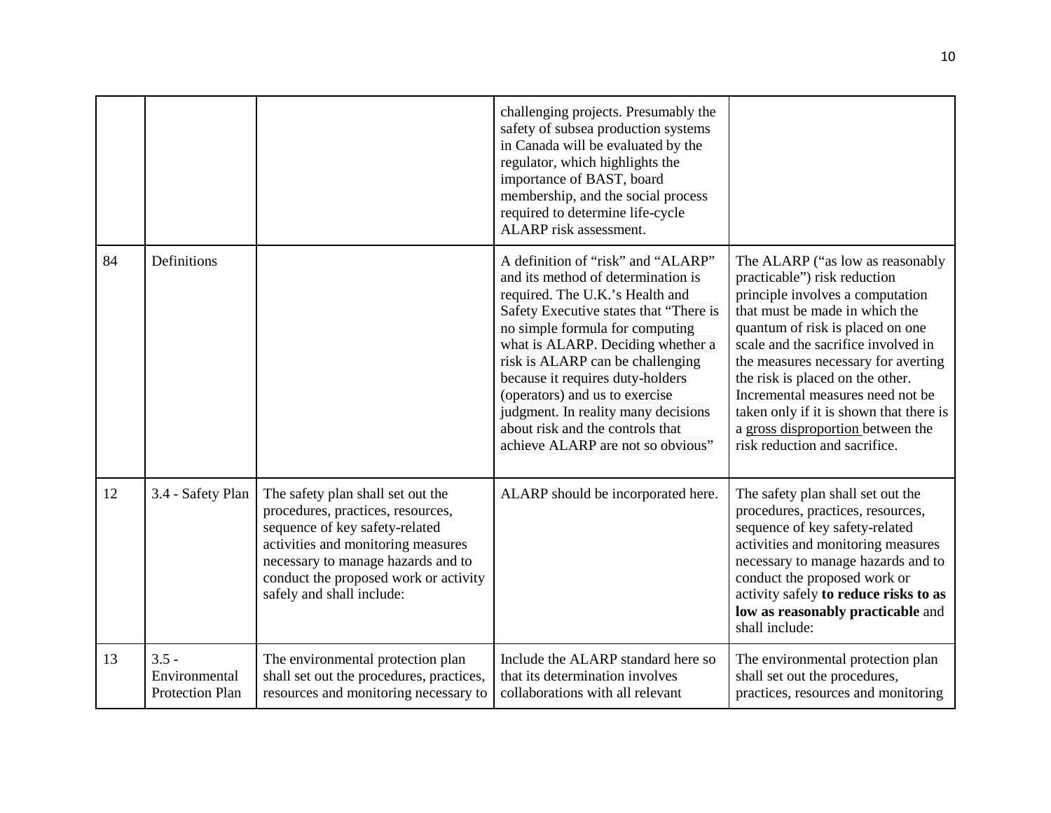| | | | challenging projects. Presumably the safety of subsea production systems in Canada will be evaluated by the regulator, which highlights the importance of BAST, board membership, and the social process required to determine life-cycle ALARP risk assessment. | |
|---|---|---|---|---|
| 84 | Definitions | | A definition of "risk" and "ALARP" and its method of determination is required. The U.K.'s Health and Safety Executive states that "There is no simple formula for computing what is ALARP. Deciding whether a risk is ALARP can be challenging because it requires duty-holders (operators) and us to exercise judgment. In reality many decisions about risk and the controls that achieve ALARP are not so obvious" | The ALARP ("as low as reasonably practicable") risk reduction principle involves a computation that must be made in which the quantum of risk is placed on one scale and the sacrifice involved in the measures necessary for averting the risk is placed on the other. Incremental measures need not be taken only if it is shown that there is a <u>gross disproportion</u> between the risk reduction and sacrifice. |
| 12 | 3.4 - Safety Plan | The safety plan shall set out the procedures, practices, resources, sequence of key safety-related activities and monitoring measures necessary to manage hazards and to conduct the proposed work or activity safely and shall include: | ALARP should be incorporated here. | The safety plan shall set out the procedures, practices, resources, sequence of key safety-related activities and monitoring measures necessary to manage hazards and to conduct the proposed work or activity safely **to reduce risks to as low as reasonably practicable** and shall include: |
| 13 | 3.5 - Environmental Protection Plan | The environmental protection plan shall set out the procedures, practices, resources and monitoring necessary to | Include the ALARP standard here so that its determination involves collaborations with all relevant | The environmental protection plan shall set out the procedures, practices, resources and monitoring |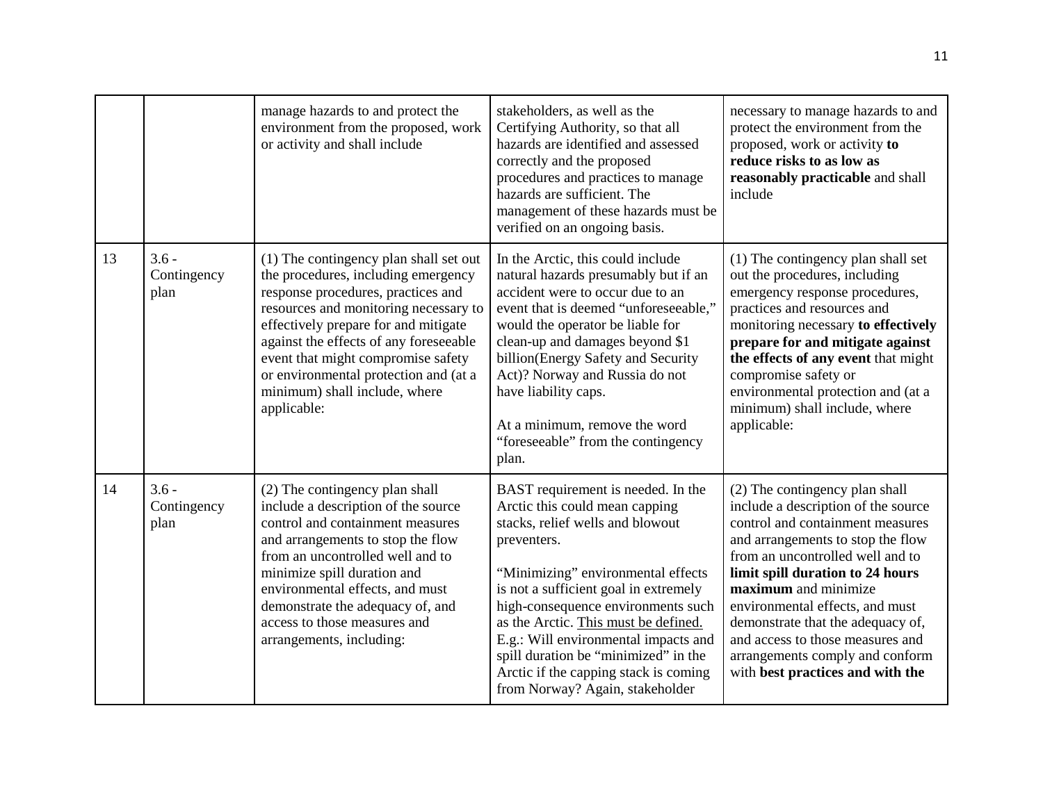| | | manage hazards to and protect the environment from the proposed, work or activity and shall include | stakeholders, as well as the Certifying Authority, so that all hazards are identified and assessed correctly and the proposed procedures and practices to manage hazards are sufficient. The management of these hazards must be verified on an ongoing basis. | necessary to manage hazards to and protect the environment from the proposed, work or activity **to reduce risks to as low as reasonably practicable** and shall include |
|---|---|---|---|---|
| 13 | 3.6 - Contingency plan | (1) The contingency plan shall set out the procedures, including emergency response procedures, practices and resources and monitoring necessary to effectively prepare for and mitigate against the effects of any foreseeable event that might compromise safety or environmental protection and (at a minimum) shall include, where applicable: | In the Arctic, this could include natural hazards presumably but if an accident were to occur due to an event that is deemed "unforeseeable," would the operator be liable for clean-up and damages beyond $1 billion(Energy Safety and Security Act)? Norway and Russia do not have liability caps.<br><br>At a minimum, remove the word "foreseeable" from the contingency plan. | (1) The contingency plan shall set out the procedures, including emergency response procedures, practices and resources and monitoring necessary **to effectively prepare for and mitigate against the effects of any event** that might compromise safety or environmental protection and (at a minimum) shall include, where applicable: |
| 14 | 3.6 - Contingency plan | (2) The contingency plan shall include a description of the source control and containment measures and arrangements to stop the flow from an uncontrolled well and to minimize spill duration and environmental effects, and must demonstrate the adequacy of, and access to those measures and arrangements, including: | BAST requirement is needed. In the Arctic this could mean capping stacks, relief wells and blowout preventers.<br><br>"Minimizing" environmental effects is not a sufficient goal in extremely high-consequence environments such as the Arctic. <u>This must be defined.</u> E.g.: Will environmental impacts and spill duration be "minimized" in the Arctic if the capping stack is coming from Norway? Again, stakeholder | (2) The contingency plan shall include a description of the source control and containment measures and arrangements to stop the flow from an uncontrolled well and to **limit spill duration to 24 hours maximum** and minimize environmental effects, and must demonstrate that the adequacy of, and access to those measures and arrangements comply and conform with **best practices and with the** |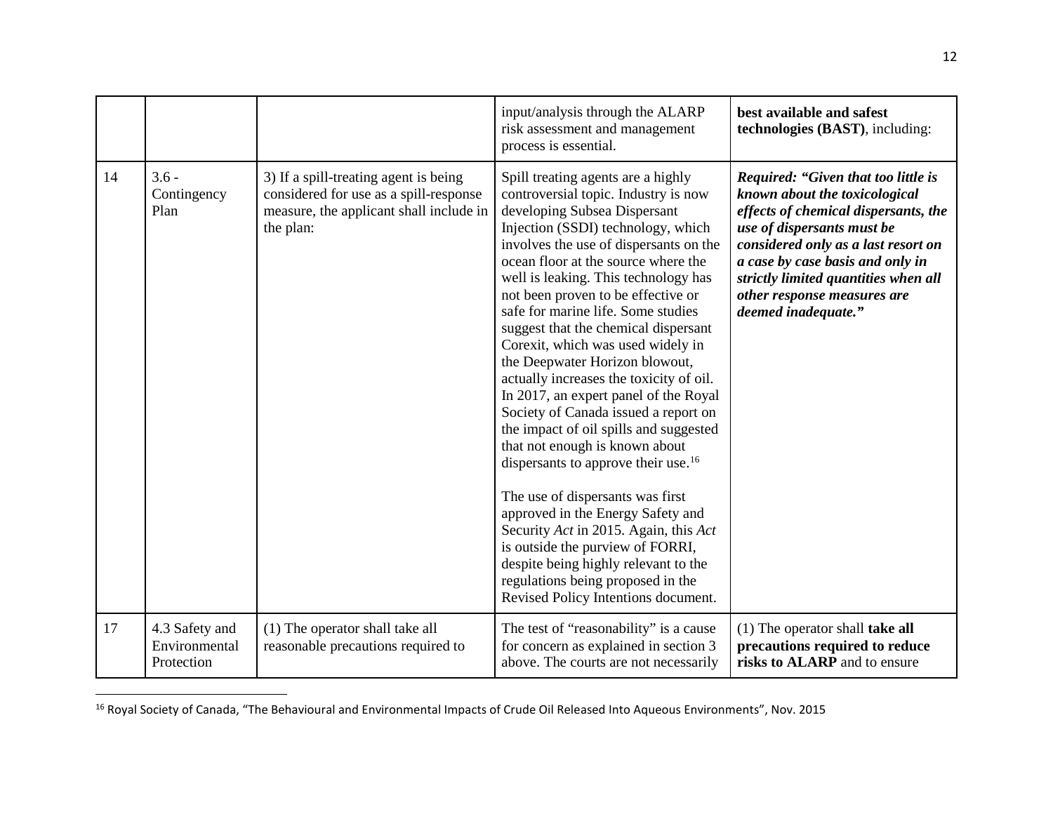| | | | | |
|---|---|---|---|---|
| | | | input/analysis through the ALARP risk assessment and management process is essential. | **best available and safest technologies (BAST)**, including: |
| 14 | 3.6 - Contingency Plan | 3) If a spill-treating agent is being considered for use as a spill-response measure, the applicant shall include in the plan: | Spill treating agents are a highly controversial topic. Industry is now developing Subsea Dispersant Injection (SSDI) technology, which involves the use of dispersants on the ocean floor at the source where the well is leaking. This technology has not been proven to be effective or safe for marine life. Some studies suggest that the chemical dispersant Corexit, which was used widely in the Deepwater Horizon blowout, actually increases the toxicity of oil. In 2017, an expert panel of the Royal Society of Canada issued a report on the impact of oil spills and suggested that not enough is known about dispersants to approve their use.[16]<br><br>The use of dispersants was first approved in the Energy Safety and Security *Act* in 2015. Again, this *Act* is outside the purview of FORRI, despite being highly relevant to the regulations being proposed in the Revised Policy Intentions document. | ***Required: "Given that too little is known about the toxicological effects of chemical dispersants, the use of dispersants must be considered only as a last resort on a case by case basis and only in strictly limited quantities when all other response measures are deemed inadequate."*** |
| 17 | 4.3 Safety and Environmental Protection | (1) The operator shall take all reasonable precautions required to | The test of "reasonability" is a cause for concern as explained in section 3 above. The courts are not necessarily | (1) The operator shall **take all precautions required to reduce risks to ALARP** and to ensure |

[16] Royal Society of Canada, "The Behavioural and Environmental Impacts of Crude Oil Released Into Aqueous Environments", Nov. 2015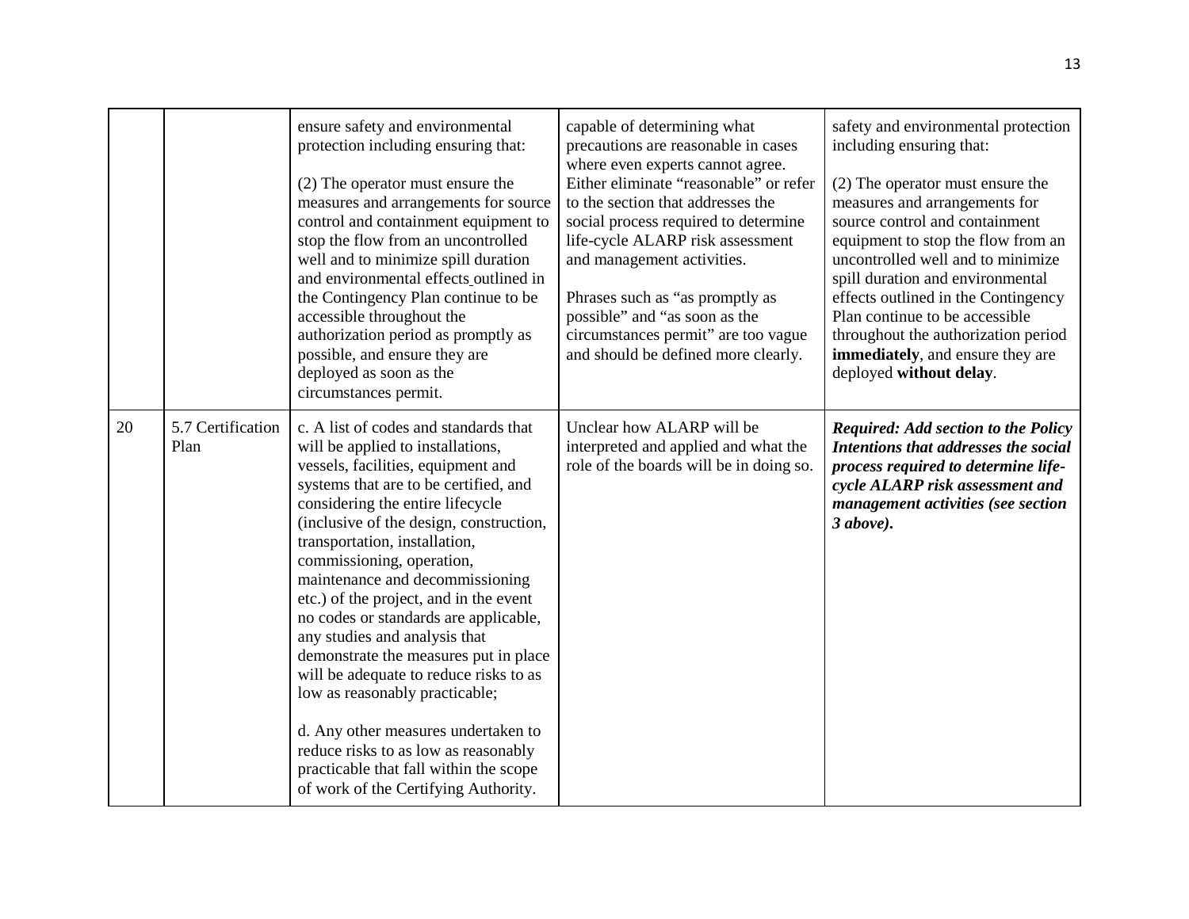| | | | | |
|---|---|---|---|---|
| | | ensure safety and environmental protection including ensuring that:<br><br>(2) The operator must ensure the measures and arrangements for source control and containment equipment to stop the flow from an uncontrolled well and to minimize spill duration and environmental effects outlined in the Contingency Plan continue to be accessible throughout the authorization period as promptly as possible, and ensure they are deployed as soon as the circumstances permit. | capable of determining what precautions are reasonable in cases where even experts cannot agree. Either eliminate "reasonable" or refer to the section that addresses the social process required to determine life-cycle ALARP risk assessment and management activities.<br><br>Phrases such as "as promptly as possible" and "as soon as the circumstances permit" are too vague and should be defined more clearly. | safety and environmental protection including ensuring that:<br><br>(2) The operator must ensure the measures and arrangements for source control and containment equipment to stop the flow from an uncontrolled well and to minimize spill duration and environmental effects outlined in the Contingency Plan continue to be accessible throughout the authorization period **immediately**, and ensure they are deployed **without delay**. |
| 20 | 5.7 Certification Plan | c. A list of codes and standards that will be applied to installations, vessels, facilities, equipment and systems that are to be certified, and considering the entire lifecycle (inclusive of the design, construction, transportation, installation, commissioning, operation, maintenance and decommissioning etc.) of the project, and in the event no codes or standards are applicable, any studies and analysis that demonstrate the measures put in place will be adequate to reduce risks to as low as reasonably practicable;<br><br>d. Any other measures undertaken to reduce risks to as low as reasonably practicable that fall within the scope of work of the Certifying Authority. | Unclear how ALARP will be interpreted and applied and what the role of the boards will be in doing so. | ***Required: Add section to the Policy Intentions that addresses the social process required to determine life-cycle ALARP risk assessment and management activities (see section 3 above).*** |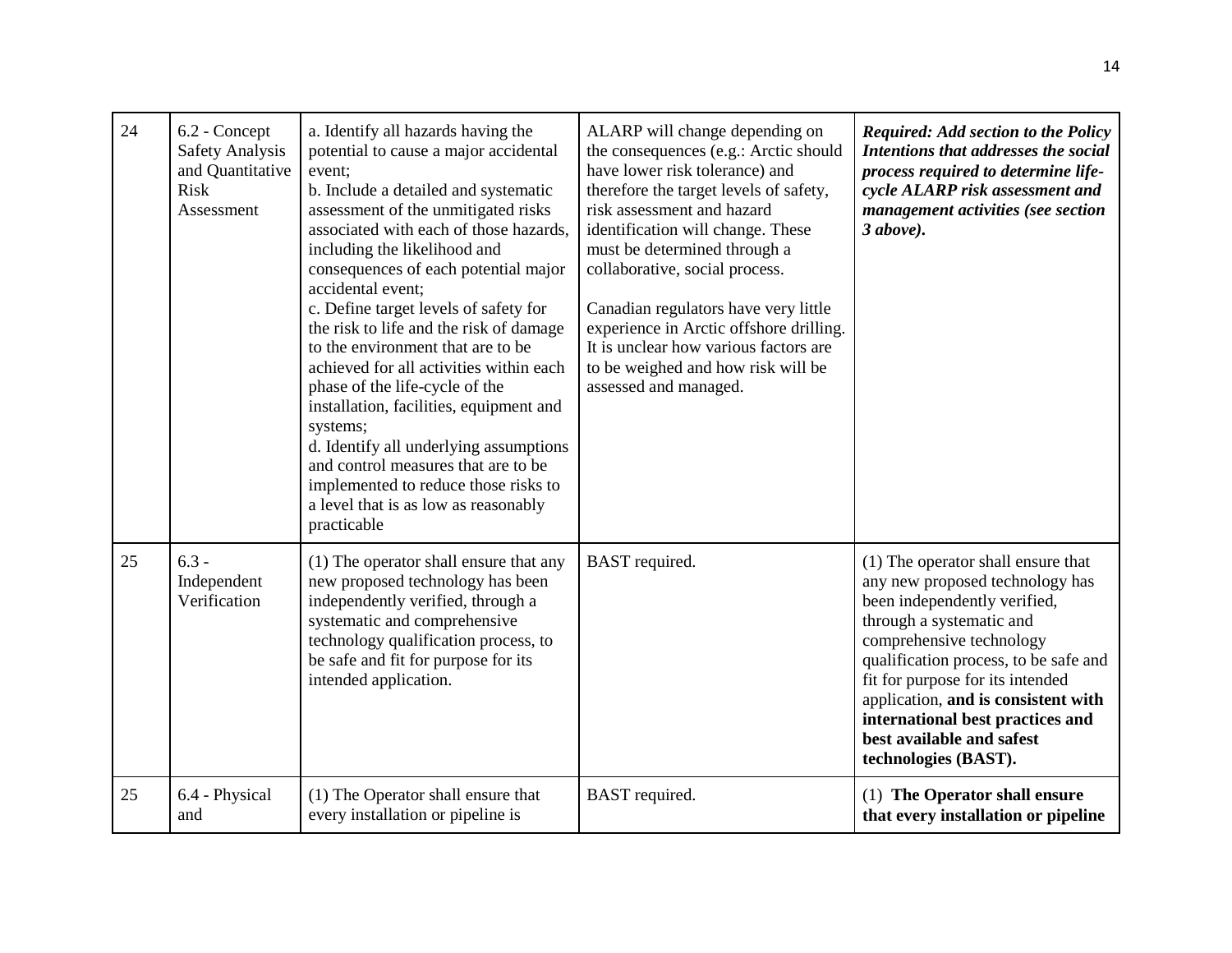| | | | | |
|---|---|---|---|---|
| 24 | 6.2 - Concept Safety Analysis and Quantitative Risk Assessment | a. Identify all hazards having the potential to cause a major accidental event;<br>b. Include a detailed and systematic assessment of the unmitigated risks associated with each of those hazards, including the likelihood and consequences of each potential major accidental event;<br>c. Define target levels of safety for the risk to life and the risk of damage to the environment that are to be achieved for all activities within each phase of the life-cycle of the installation, facilities, equipment and systems;<br>d. Identify all underlying assumptions and control measures that are to be implemented to reduce those risks to a level that is as low as reasonably practicable | ALARP will change depending on the consequences (e.g.: Arctic should have lower risk tolerance) and therefore the target levels of safety, risk assessment and hazard identification will change. These must be determined through a collaborative, social process.<br><br>Canadian regulators have very little experience in Arctic offshore drilling. It is unclear how various factors are to be weighed and how risk will be assessed and managed. | ***Required: Add section to the Policy Intentions that addresses the social process required to determine life-cycle ALARP risk assessment and management activities (see section 3 above).*** |
| 25 | 6.3 - Independent Verification | (1) The operator shall ensure that any new proposed technology has been independently verified, through a systematic and comprehensive technology qualification process, to be safe and fit for purpose for its intended application. | BAST required. | (1) The operator shall ensure that any new proposed technology has been independently verified, through a systematic and comprehensive technology qualification process, to be safe and fit for purpose for its intended application, **and is consistent with international best practices and best available and safest technologies (BAST).** |
| 25 | 6.4 - Physical and | (1) The Operator shall ensure that every installation or pipeline is | BAST required. | (1) **The Operator shall ensure that every installation or pipeline** |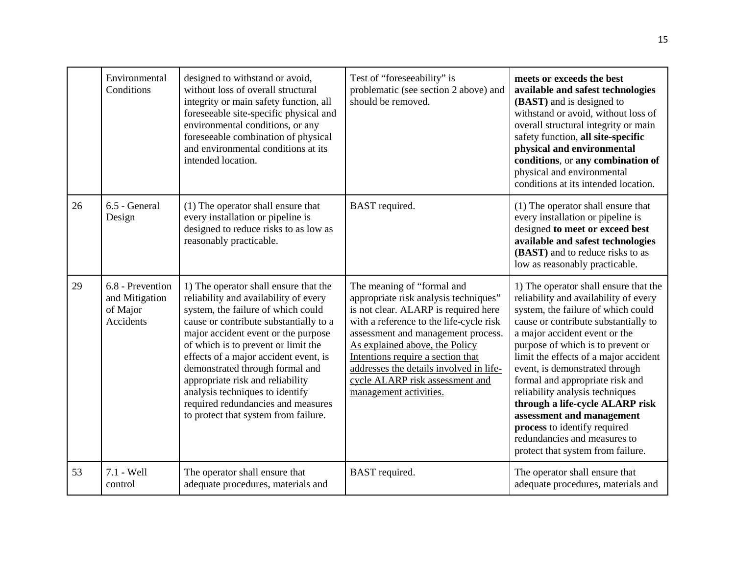| | | | | |
|---|---|---|---|---|
| | Environmental Conditions | designed to withstand or avoid, without loss of overall structural integrity or main safety function, all foreseeable site-specific physical and environmental conditions, or any foreseeable combination of physical and environmental conditions at its intended location. | Test of "foreseeability" is problematic (see section 2 above) and should be removed. | **meets or exceeds the best available and safest technologies (BAST)** and is designed to withstand or avoid, without loss of overall structural integrity or main safety function, **all site-specific physical and environmental conditions**, or **any combination of** physical and environmental conditions at its intended location. |
| 26 | 6.5 - General Design | (1) The operator shall ensure that every installation or pipeline is designed to reduce risks to as low as reasonably practicable. | BAST required. | (1) The operator shall ensure that every installation or pipeline is designed **to meet or exceed best available and safest technologies (BAST)** and to reduce risks to as low as reasonably practicable. |
| 29 | 6.8 - Prevention and Mitigation of Major Accidents | 1) The operator shall ensure that the reliability and availability of every system, the failure of which could cause or contribute substantially to a major accident event or the purpose of which is to prevent or limit the effects of a major accident event, is demonstrated through formal and appropriate risk and reliability analysis techniques to identify required redundancies and measures to protect that system from failure. | The meaning of "formal and appropriate risk analysis techniques" is not clear. ALARP is required here with a reference to the life-cycle risk assessment and management process. <u>As explained above, the Policy Intentions require a section that addresses the details involved in life-cycle ALARP risk assessment and management activities.</u> | 1) The operator shall ensure that the reliability and availability of every system, the failure of which could cause or contribute substantially to a major accident event or the purpose of which is to prevent or limit the effects of a major accident event, is demonstrated through formal and appropriate risk and reliability analysis techniques **through a life-cycle ALARP risk assessment and management process** to identify required redundancies and measures to protect that system from failure. |
| 53 | 7.1 - Well control | The operator shall ensure that adequate procedures, materials and | BAST required. | The operator shall ensure that adequate procedures, materials and |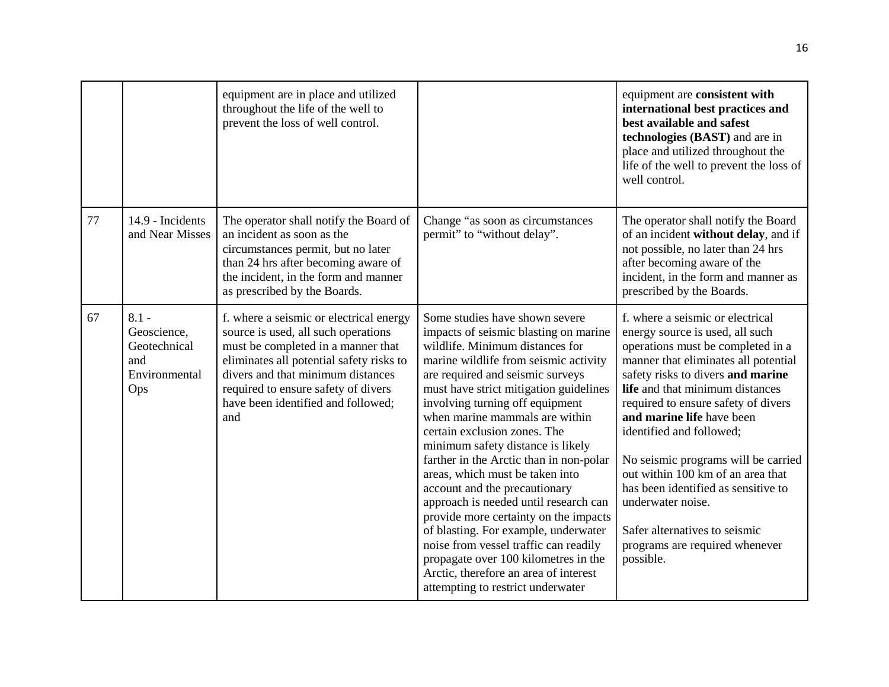| | | | | |
|---|---|---|---|---|
| | | equipment are in place and utilized throughout the life of the well to prevent the loss of well control. | | equipment are **consistent with international best practices and best available and safest technologies (BAST)** and are in place and utilized throughout the life of the well to prevent the loss of well control. |
| 77 | 14.9 - Incidents and Near Misses | The operator shall notify the Board of an incident as soon as the circumstances permit, but no later than 24 hrs after becoming aware of the incident, in the form and manner as prescribed by the Boards. | Change "as soon as circumstances permit" to "without delay". | The operator shall notify the Board of an incident **without delay**, and if not possible, no later than 24 hrs after becoming aware of the incident, in the form and manner as prescribed by the Boards. |
| 67 | 8.1 - Geoscience, Geotechnical and Environmental Ops | f. where a seismic or electrical energy source is used, all such operations must be completed in a manner that eliminates all potential safety risks to divers and that minimum distances required to ensure safety of divers have been identified and followed; and | Some studies have shown severe impacts of seismic blasting on marine wildlife. Minimum distances for marine wildlife from seismic activity are required and seismic surveys must have strict mitigation guidelines involving turning off equipment when marine mammals are within certain exclusion zones. The minimum safety distance is likely farther in the Arctic than in non-polar areas, which must be taken into account and the precautionary approach is needed until research can provide more certainty on the impacts of blasting. For example, underwater noise from vessel traffic can readily propagate over 100 kilometres in the Arctic, therefore an area of interest attempting to restrict underwater | f. where a seismic or electrical energy source is used, all such operations must be completed in a manner that eliminates all potential safety risks to divers **and marine life** and that minimum distances required to ensure safety of divers **and marine life** have been identified and followed;<br><br>No seismic programs will be carried out within 100 km of an area that has been identified as sensitive to underwater noise.<br><br>Safer alternatives to seismic programs are required whenever possible. |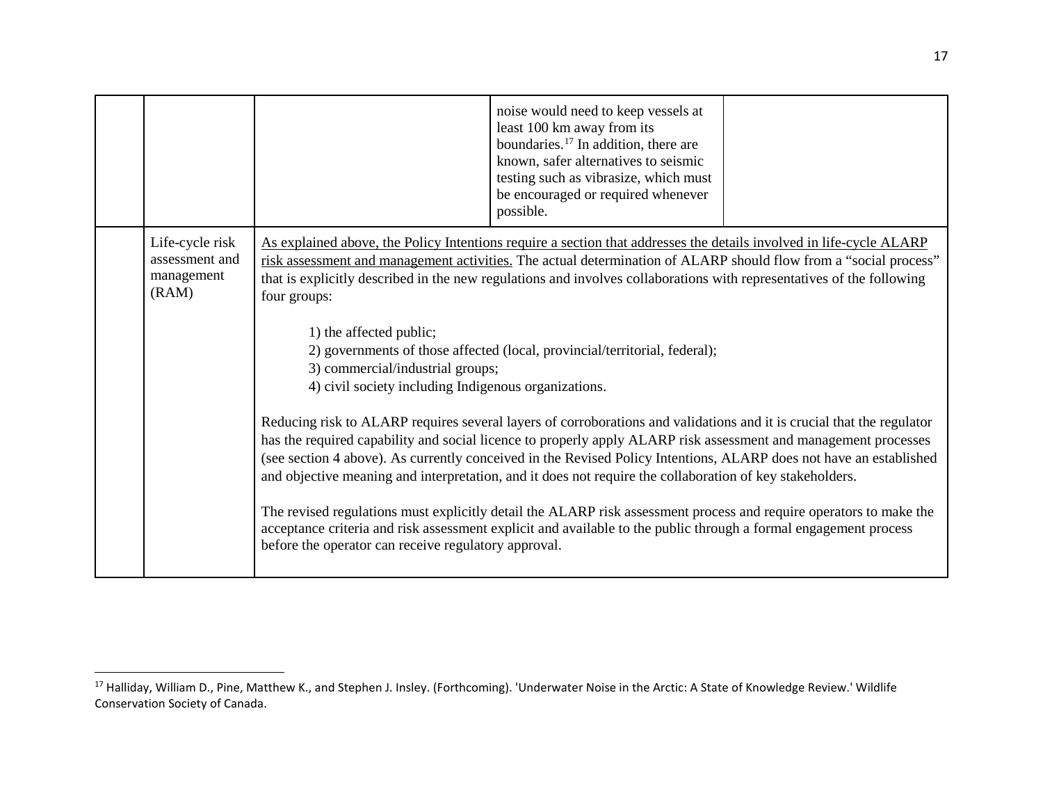| | | | | |
|---|---|---|---|---|
| | | | noise would need to keep vessels at least 100 km away from its boundaries.[17] In addition, there are known, safer alternatives to seismic testing such as vibrasize, which must be encouraged or required whenever possible. | |
| | Life-cycle risk assessment and management (RAM) | As explained above, the Policy Intentions require a section that addresses the details involved in life-cycle ALARP risk assessment and management activities. The actual determination of ALARP should flow from a "social process" that is explicitly described in the new regulations and involves collaborations with representatives of the following four groups:<br><br>1) the affected public;<br>2) governments of those affected (local, provincial/territorial, federal);<br>3) commercial/industrial groups;<br>4) civil society including Indigenous organizations.<br><br>Reducing risk to ALARP requires several layers of corroborations and validations and it is crucial that the regulator has the required capability and social licence to properly apply ALARP risk assessment and management processes (see section 4 above). As currently conceived in the Revised Policy Intentions, ALARP does not have an established and objective meaning and interpretation, and it does not require the collaboration of key stakeholders.<br><br>The revised regulations must explicitly detail the ALARP risk assessment process and require operators to make the acceptance criteria and risk assessment explicit and available to the public through a formal engagement process before the operator can receive regulatory approval. | | |

[17] Halliday, William D., Pine, Matthew K., and Stephen J. Insley. (Forthcoming). 'Underwater Noise in the Arctic: A State of Knowledge Review.' Wildlife Conservation Society of Canada.